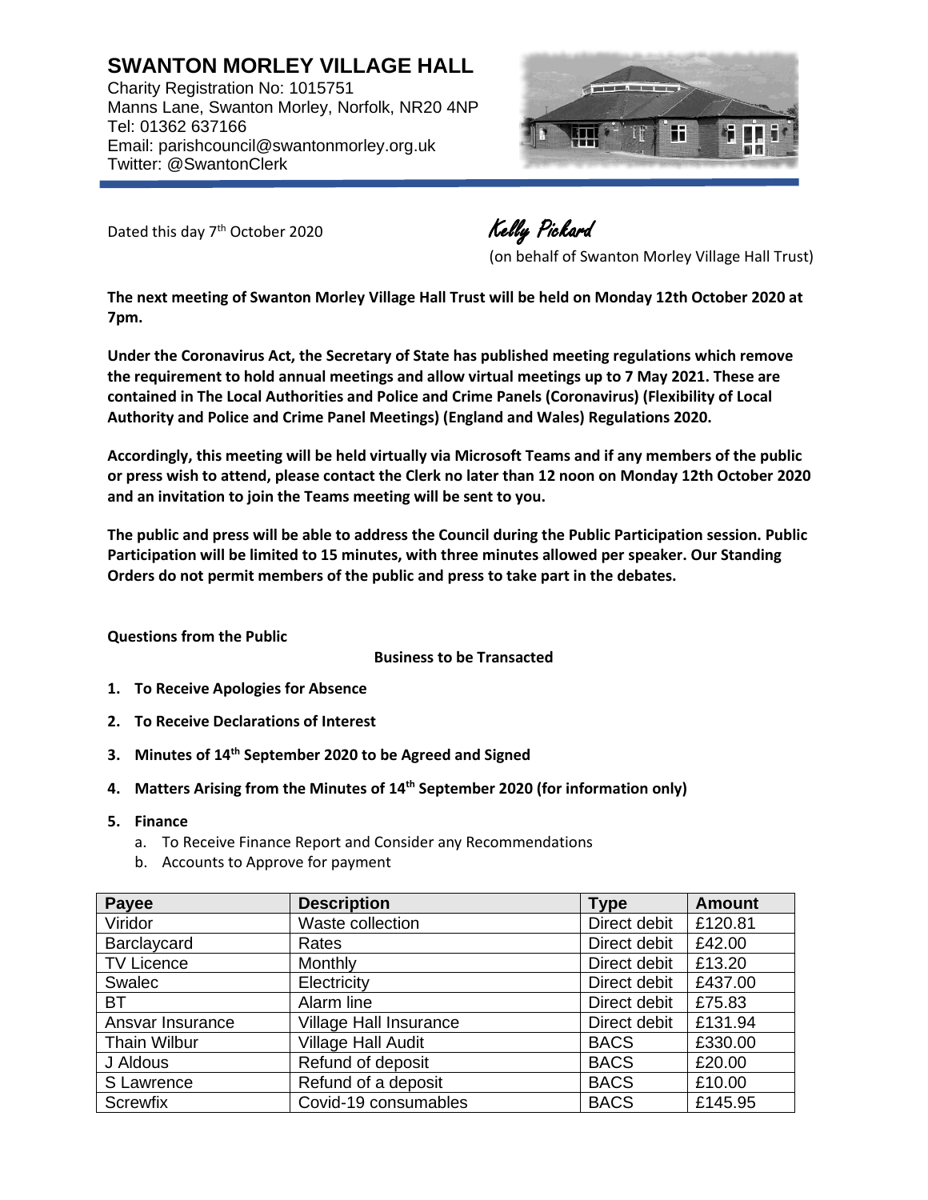# SWANTON MORLEY VILLAGE HALL

Charity Registration No: 1015751
Manns Lane, Swanton Morley, Norfolk, NR20 4NP
Tel: 01362 637166
Email: parishcouncil@swantonmorley.org.uk
Twitter: @SwantonClerk

Dated this day 7th October 2020

*Kelly Pickard*
(on behalf of Swanton Morley Village Hall Trust)

**The next meeting of Swanton Morley Village Hall Trust will be held on Monday 12th October 2020 at 7pm.**

**Under the Coronavirus Act, the Secretary of State has published meeting regulations which remove the requirement to hold annual meetings and allow virtual meetings up to 7 May 2021. These are contained in The Local Authorities and Police and Crime Panels (Coronavirus) (Flexibility of Local Authority and Police and Crime Panel Meetings) (England and Wales) Regulations 2020.**

**Accordingly, this meeting will be held virtually via Microsoft Teams and if any members of the public or press wish to attend, please contact the Clerk no later than 12 noon on Monday 12th October 2020 and an invitation to join the Teams meeting will be sent to you.**

**The public and press will be able to address the Council during the Public Participation session. Public Participation will be limited to 15 minutes, with three minutes allowed per speaker. Our Standing Orders do not permit members of the public and press to take part in the debates.**

**Questions from the Public**

**Business to be Transacted**

1. **To Receive Apologies for Absence**
2. **To Receive Declarations of Interest**
3. **Minutes of 14th September 2020 to be Agreed and Signed**
4. **Matters Arising from the Minutes of 14th September 2020 (for information only)**
5. **Finance**
   a. To Receive Finance Report and Consider any Recommendations
   b. Accounts to Approve for payment

| Payee | Description | Type | Amount |
|---|---|---|---|
| Viridor | Waste collection | Direct debit | £120.81 |
| Barclaycard | Rates | Direct debit | £42.00 |
| TV Licence | Monthly | Direct debit | £13.20 |
| Swalec | Electricity | Direct debit | £437.00 |
| BT | Alarm line | Direct debit | £75.83 |
| Ansvar Insurance | Village Hall Insurance | Direct debit | £131.94 |
| Thain Wilbur | Village Hall Audit | BACS | £330.00 |
| J Aldous | Refund of deposit | BACS | £20.00 |
| S Lawrence | Refund of a deposit | BACS | £10.00 |
| Screwfix | Covid-19 consumables | BACS | £145.95 |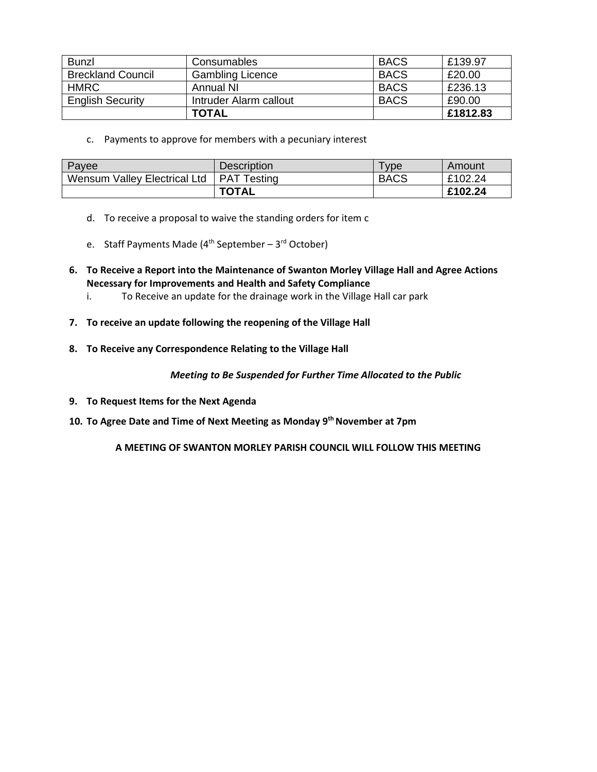| | | | |
|---|---|---|---|
| Bunzl | Consumables | BACS | £139.97 |
| Breckland Council | Gambling Licence | BACS | £20.00 |
| HMRC | Annual NI | BACS | £236.13 |
| English Security | Intruder Alarm callout | BACS | £90.00 |
| | **TOTAL** | | **£1812.83** |

c. Payments to approve for members with a pecuniary interest

| Payee | Description | Type | Amount |
|---|---|---|---|
| Wensum Valley Electrical Ltd | PAT Testing | BACS | £102.24 |
| | **TOTAL** | | **£102.24** |

d. To receive a proposal to waive the standing orders for item c

e. Staff Payments Made (4th September – 3rd October)

**6. To Receive a Report into the Maintenance of Swanton Morley Village Hall and Agree Actions Necessary for Improvements and Health and Safety Compliance**

i. To Receive an update for the drainage work in the Village Hall car park

**7. To receive an update following the reopening of the Village Hall**

**8. To Receive any Correspondence Relating to the Village Hall**

***Meeting to Be Suspended for Further Time Allocated to the Public***

**9. To Request Items for the Next Agenda**

**10. To Agree Date and Time of Next Meeting as Monday 9th November at 7pm**

**A MEETING OF SWANTON MORLEY PARISH COUNCIL WILL FOLLOW THIS MEETING**